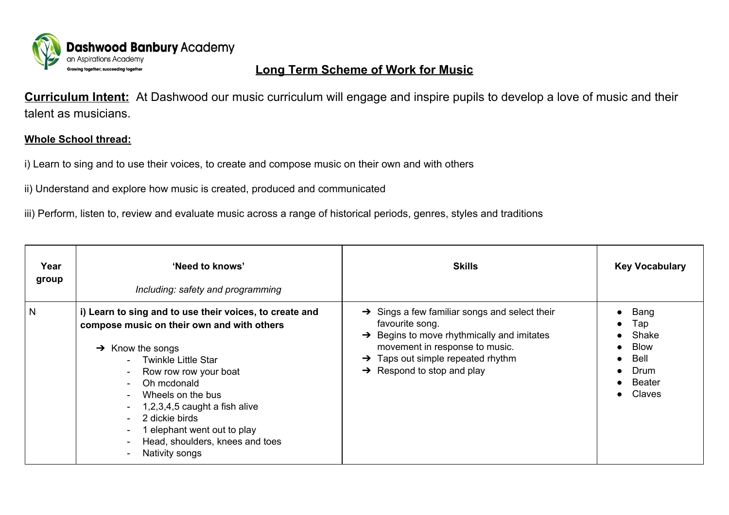Dashwood Banbury Academy
an Aspirations Academy
Growing together; succeeding together

# Long Term Scheme of Work for Music

**Curriculum Intent:** At Dashwood our music curriculum will engage and inspire pupils to develop a love of music and their talent as musicians.

**Whole School thread:**

i) Learn to sing and to use their voices, to create and compose music on their own and with others

ii) Understand and explore how music is created, produced and communicated

iii) Perform, listen to, review and evaluate music across a range of historical periods, genres, styles and traditions

| Year group | 'Need to knows'<br><br>*Including: safety and programming* | Skills | Key Vocabulary |
|---|---|---|---|
| N | **i) Learn to sing and to use their voices, to create and compose music on their own and with others**<br><br>➔ Know the songs<br>- Twinkle Little Star<br>- Row row row your boat<br>- Oh mcdonald<br>- Wheels on the bus<br>- 1,2,3,4,5 caught a fish alive<br>- 2 dickie birds<br>- 1 elephant went out to play<br>- Head, shoulders, knees and toes<br>- Nativity songs | ➔ Sings a few familiar songs and select their favourite song.<br>➔ Begins to move rhythmically and imitates movement in response to music.<br>➔ Taps out simple repeated rhythm<br>➔ Respond to stop and play | ● Bang<br>● Tap<br>● Shake<br>● Blow<br>● Bell<br>● Drum<br>● Beater<br>● Claves |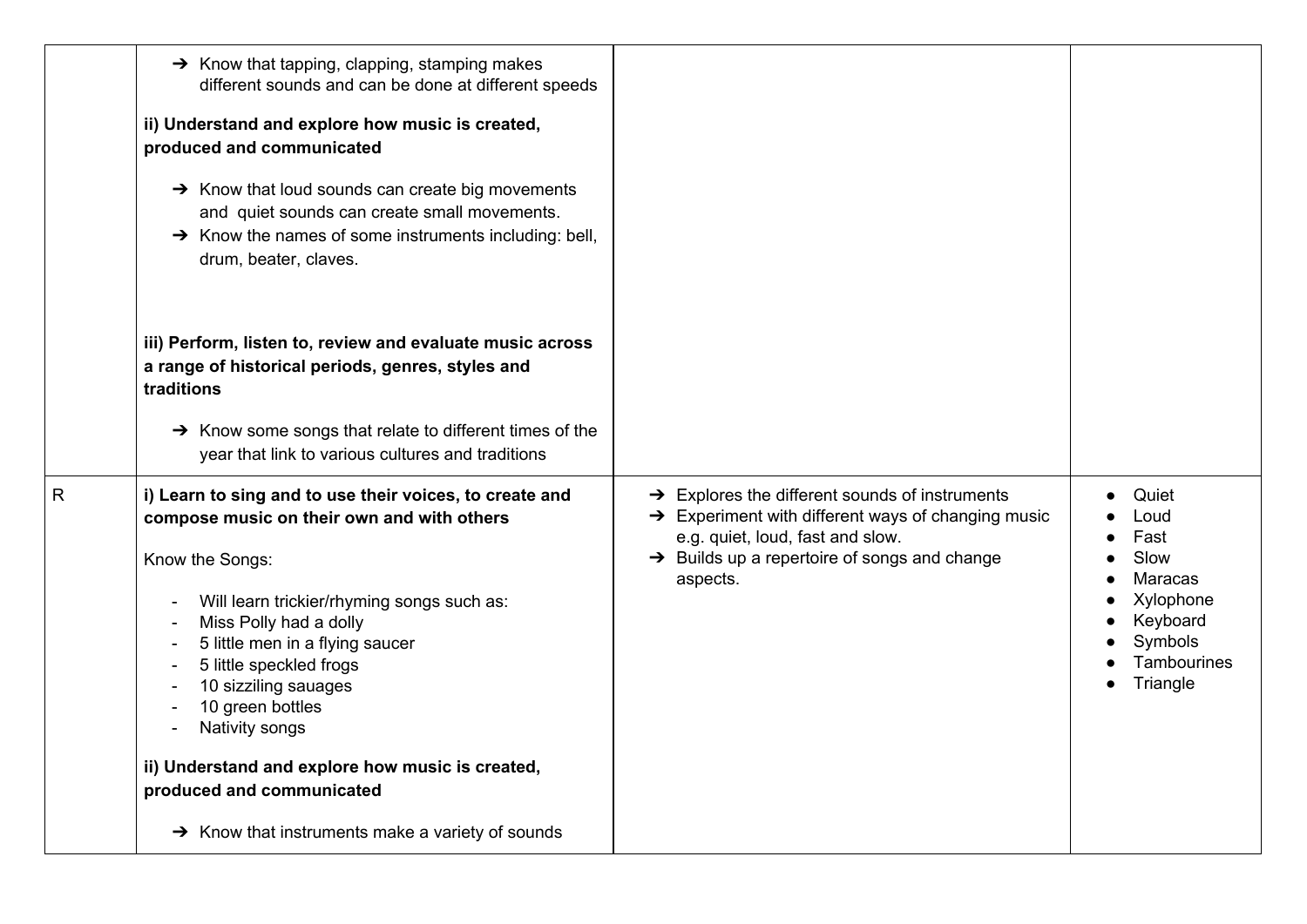| | | | |
|---|---|---|---|
| | ➔ Know that tapping, clapping, stamping makes different sounds and can be done at different speeds<br><br>**ii) Understand and explore how music is created, produced and communicated**<br><br>➔ Know that loud sounds can create big movements and quiet sounds can create small movements.<br>➔ Know the names of some instruments including: bell, drum, beater, claves.<br><br>**iii) Perform, listen to, review and evaluate music across a range of historical periods, genres, styles and traditions**<br><br>➔ Know some songs that relate to different times of the year that link to various cultures and traditions | | |
| R | **i) Learn to sing and to use their voices, to create and compose music on their own and with others**<br><br>Know the Songs:<br><br>- Will learn trickier/rhyming songs such as:<br>- Miss Polly had a dolly<br>- 5 little men in a flying saucer<br>- 5 little speckled frogs<br>- 10 sizziling sauages<br>- 10 green bottles<br>- Nativity songs<br><br>**ii) Understand and explore how music is created, produced and communicated**<br><br>➔ Know that instruments make a variety of sounds | ➔ Explores the different sounds of instruments<br>➔ Experiment with different ways of changing music e.g. quiet, loud, fast and slow.<br>➔ Builds up a repertoire of songs and change aspects. | • Quiet<br>• Loud<br>• Fast<br>• Slow<br>• Maracas<br>• Xylophone<br>• Keyboard<br>• Symbols<br>• Tambourines<br>• Triangle |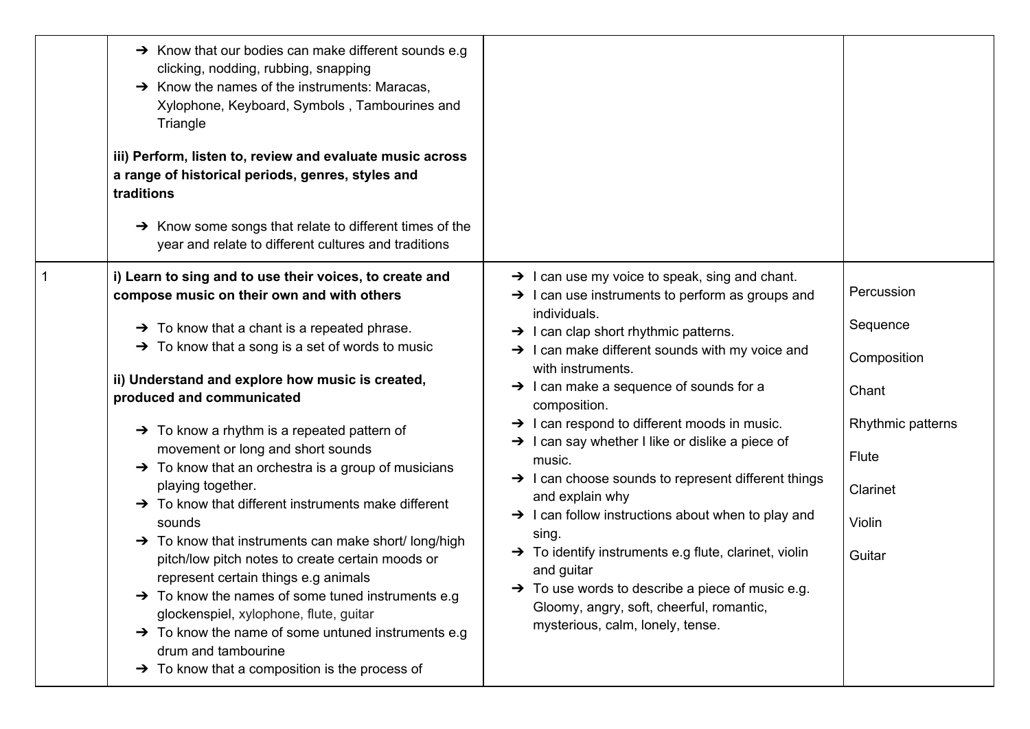| | | | |
|---|---|---|---|
| | ➔ Know that our bodies can make different sounds e.g clicking, nodding, rubbing, snapping<br>➔ Know the names of the instruments: Maracas, Xylophone, Keyboard, Symbols , Tambourines and Triangle<br><br>**iii) Perform, listen to, review and evaluate music across a range of historical periods, genres, styles and traditions**<br><br>➔ Know some songs that relate to different times of the year and relate to different cultures and traditions | | |
| 1 | **i) Learn to sing and to use their voices, to create and compose music on their own and with others**<br><br>➔ To know that a chant is a repeated phrase.<br>➔ To know that a song is a set of words to music<br><br>**ii) Understand and explore how music is created, produced and communicated**<br><br>➔ To know a rhythm is a repeated pattern of movement or long and short sounds<br>➔ To know that an orchestra is a group of musicians playing together.<br>➔ To know that different instruments make different sounds<br>➔ To know that instruments can make short/ long/high pitch/low pitch notes to create certain moods or represent certain things e.g animals<br>➔ To know the names of some tuned instruments e.g glockenspiel, xylophone, flute, guitar<br>➔ To know the name of some untuned instruments e.g drum and tambourine<br>➔ To know that a composition is the process of | ➔ I can use my voice to speak, sing and chant.<br>➔ I can use instruments to perform as groups and individuals.<br>➔ I can clap short rhythmic patterns.<br>➔ I can make different sounds with my voice and with instruments.<br>➔ I can make a sequence of sounds for a composition.<br>➔ I can respond to different moods in music.<br>➔ I can say whether I like or dislike a piece of music.<br>➔ I can choose sounds to represent different things and explain why<br>➔ I can follow instructions about when to play and sing.<br>➔ To identify instruments e.g flute, clarinet, violin and guitar<br>➔ To use words to describe a piece of music e.g. Gloomy, angry, soft, cheerful, romantic, mysterious, calm, lonely, tense. | Percussion<br><br>Sequence<br><br>Composition<br><br>Chant<br><br>Rhythmic patterns<br><br>Flute<br><br>Clarinet<br><br>Violin<br><br>Guitar |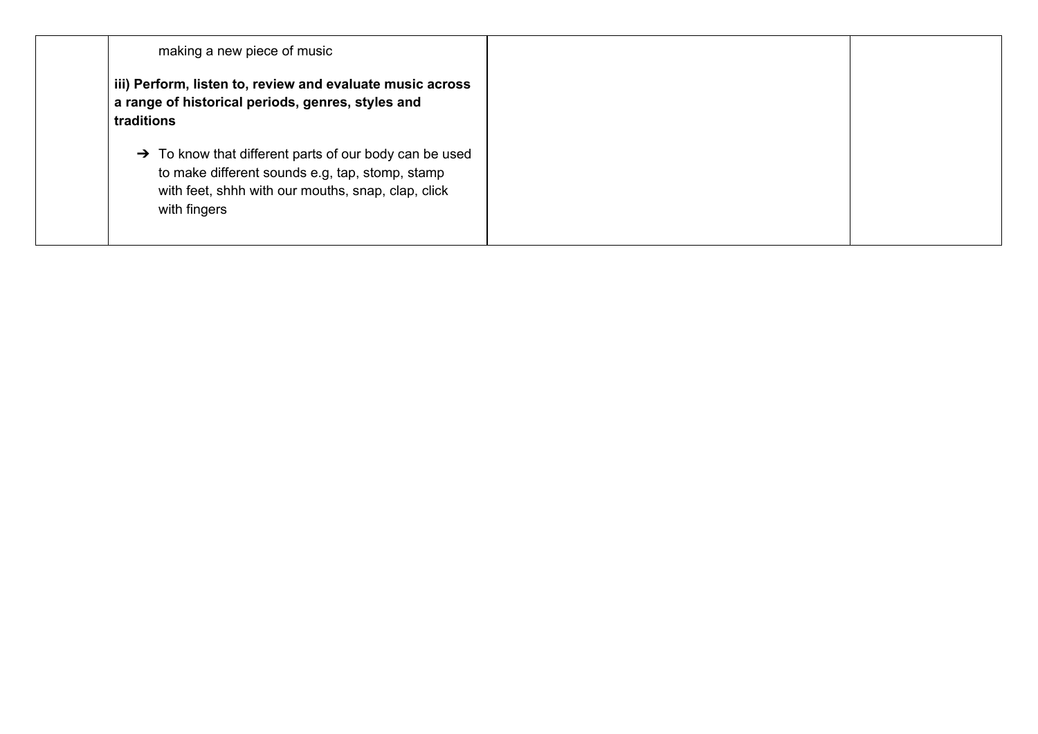| | | | |
|---|---|---|---|
| | making a new piece of music<br><br>**iii) Perform, listen to, review and evaluate music across a range of historical periods, genres, styles and traditions**<br><br>➔ To know that different parts of our body can be used to make different sounds e.g, tap, stomp, stamp with feet, shhh with our mouths, snap, clap, click with fingers | | |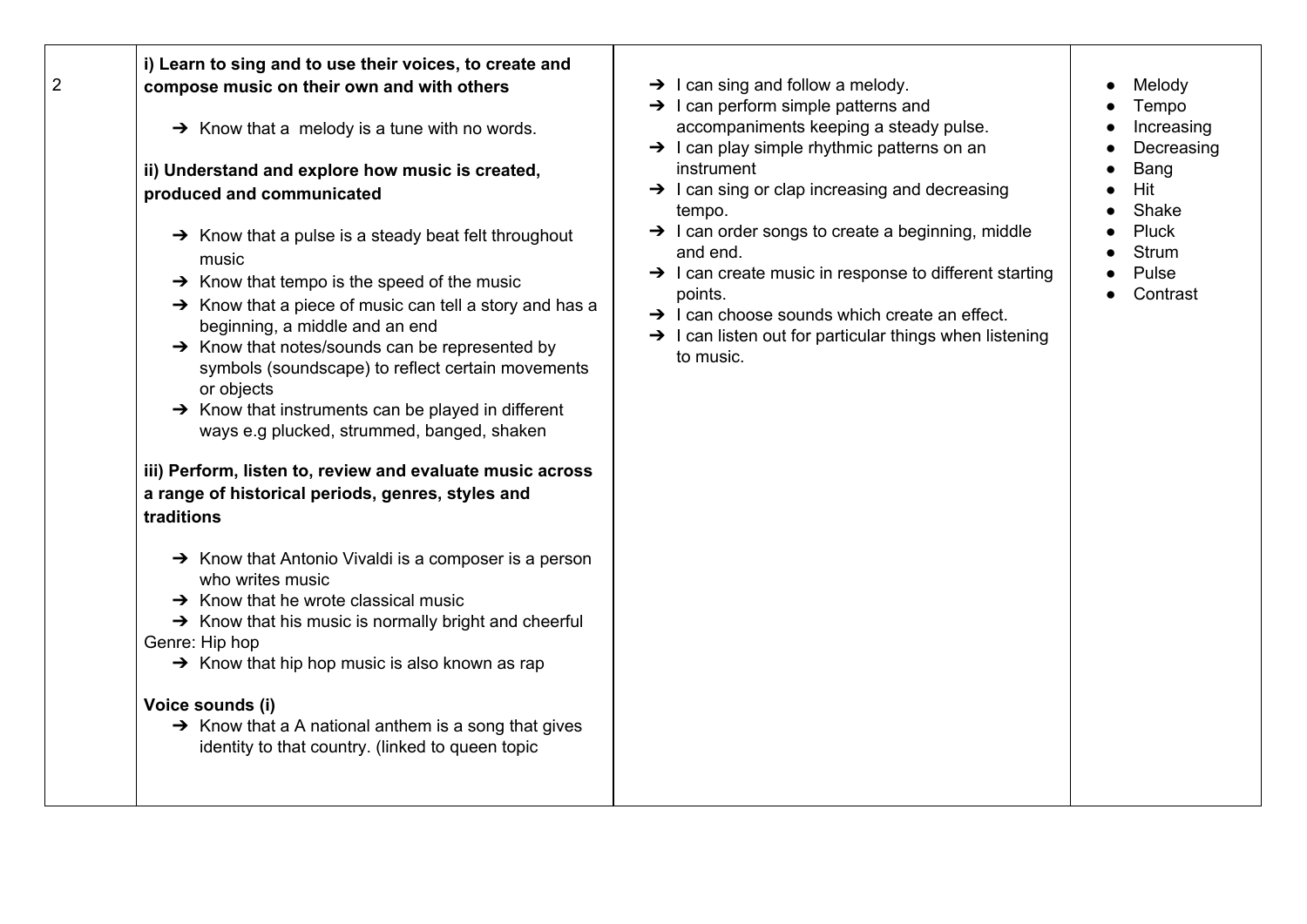| | | | |
|---|---|---|---|
| 2 | **i) Learn to sing and to use their voices, to create and compose music on their own and with others**<br><br>➔ Know that a  melody is a tune with no words.<br><br>**ii) Understand and explore how music is created, produced and communicated**<br><br>➔ Know that a pulse is a steady beat felt throughout music<br>➔ Know that tempo is the speed of the music<br>➔ Know that a piece of music can tell a story and has a beginning, a middle and an end<br>➔ Know that notes/sounds can be represented by symbols (soundscape) to reflect certain movements or objects<br>➔ Know that instruments can be played in different ways e.g plucked, strummed, banged, shaken<br><br>**iii) Perform, listen to, review and evaluate music across a range of historical periods, genres, styles and traditions**<br><br>➔ Know that Antonio Vivaldi is a composer is a person who writes music<br>➔ Know that he wrote classical music<br>➔ Know that his music is normally bright and cheerful<br>Genre: Hip hop<br>➔ Know that hip hop music is also known as rap<br><br>**Voice sounds (i)**<br>➔ Know that a A national anthem is a song that gives identity to that country. (linked to queen topic | ➔ I can sing and follow a melody.<br>➔ I can perform simple patterns and accompaniments keeping a steady pulse.<br>➔ I can play simple rhythmic patterns on an instrument<br>➔ I can sing or clap increasing and decreasing tempo.<br>➔ I can order songs to create a beginning, middle and end.<br>➔ I can create music in response to different starting points.<br>➔ I can choose sounds which create an effect.<br>➔ I can listen out for particular things when listening to music. | • Melody<br>• Tempo<br>• Increasing<br>• Decreasing<br>• Bang<br>• Hit<br>• Shake<br>• Pluck<br>• Strum<br>• Pulse<br>• Contrast |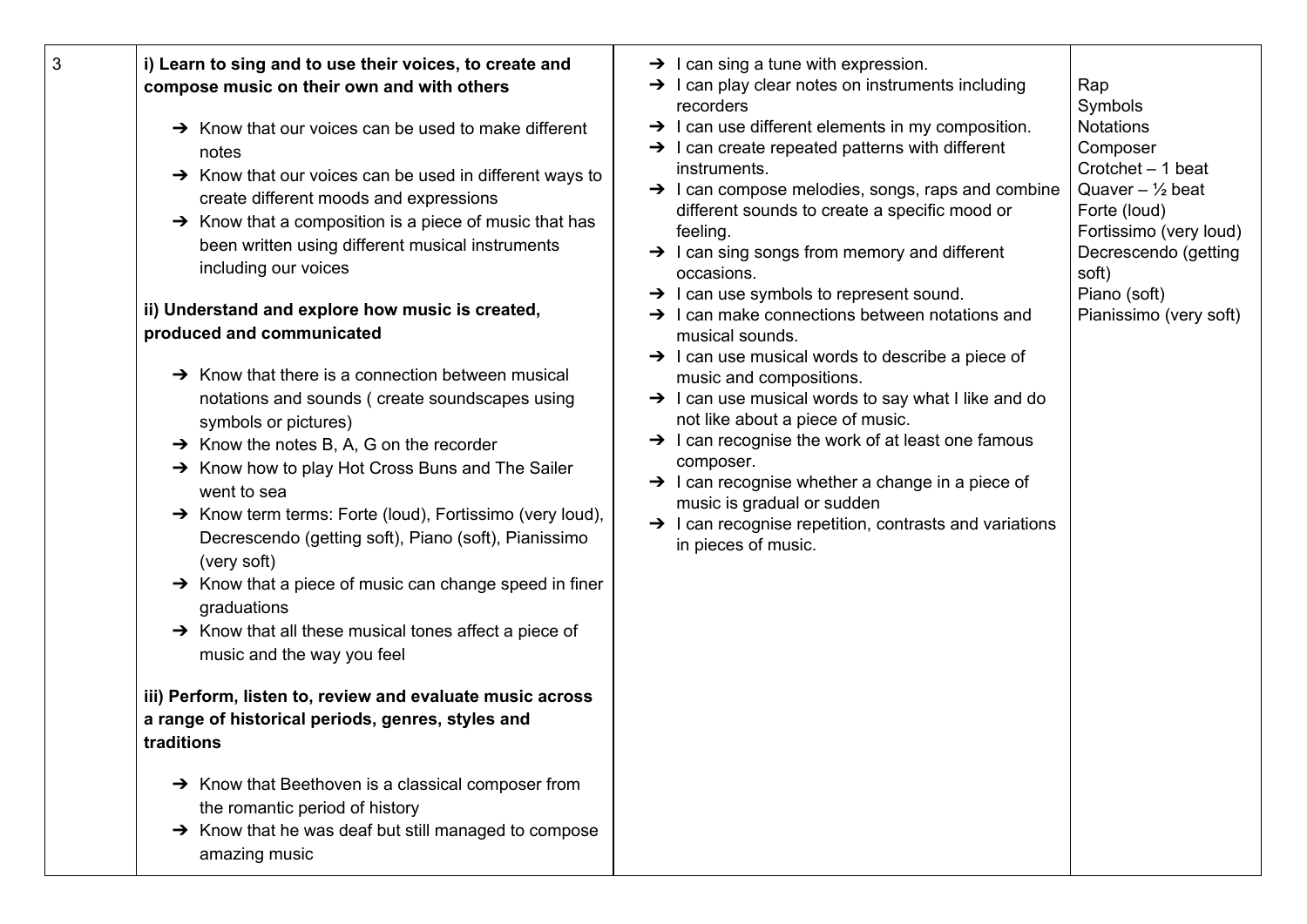| 3 | **i) Learn to sing and to use their voices, to create and compose music on their own and with others**<br><br>➔ Know that our voices can be used to make different notes<br>➔ Know that our voices can be used in different ways to create different moods and expressions<br>➔ Know that a composition is a piece of music that has been written using different musical instruments including our voices<br><br>**ii) Understand and explore how music is created, produced and communicated**<br><br>➔ Know that there is a connection between musical notations and sounds ( create soundscapes using symbols or pictures)<br>➔ Know the notes B, A, G on the recorder<br>➔ Know how to play Hot Cross Buns and The Sailer went to sea<br>➔ Know term terms: Forte (loud), Fortissimo (very loud), Decrescendo (getting soft), Piano (soft), Pianissimo (very soft)<br>➔ Know that a piece of music can change speed in finer graduations<br>➔ Know that all these musical tones affect a piece of music and the way you feel<br><br>**iii) Perform, listen to, review and evaluate music across a range of historical periods, genres, styles and traditions**<br><br>➔ Know that Beethoven is a classical composer from the romantic period of history<br>➔ Know that he was deaf but still managed to compose amazing music | ➔ I can sing a tune with expression.<br>➔ I can play clear notes on instruments including recorders<br>➔ I can use different elements in my composition.<br>➔ I can create repeated patterns with different instruments.<br>➔ I can compose melodies, songs, raps and combine different sounds to create a specific mood or feeling.<br>➔ I can sing songs from memory and different occasions.<br>➔ I can use symbols to represent sound.<br>➔ I can make connections between notations and musical sounds.<br>➔ I can use musical words to describe a piece of music and compositions.<br>➔ I can use musical words to say what I like and do not like about a piece of music.<br>➔ I can recognise the work of at least one famous composer.<br>➔ I can recognise whether a change in a piece of music is gradual or sudden<br>➔ I can recognise repetition, contrasts and variations in pieces of music. | Rap<br>Symbols<br>Notations<br>Composer<br>Crotchet – 1 beat<br>Quaver – ½ beat<br>Forte (loud)<br>Fortissimo (very loud)<br>Decrescendo (getting soft)<br>Piano (soft)<br>Pianissimo (very soft) |
|---|---|---|---|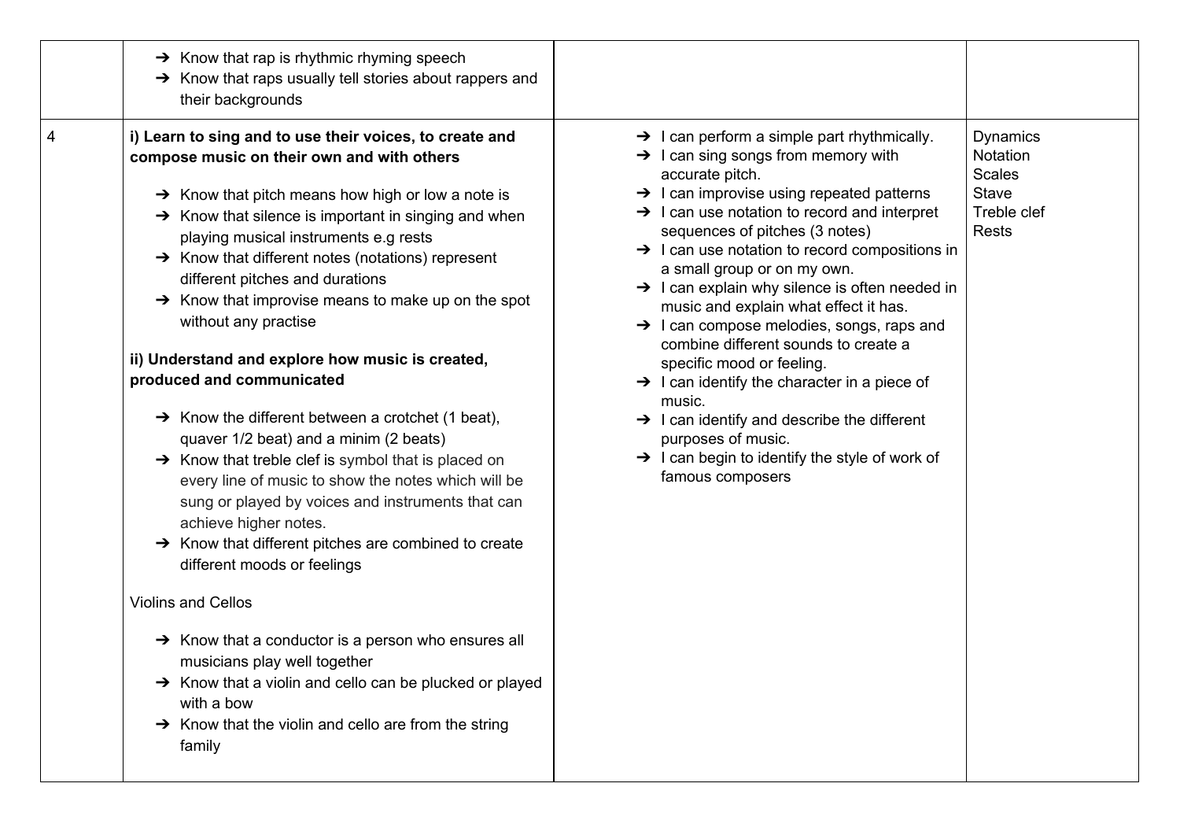| | | | |
|---|---|---|---|
| | ➔ Know that rap is rhythmic rhyming speech<br>➔ Know that raps usually tell stories about rappers and their backgrounds | | |
| 4 | **i) Learn to sing and to use their voices, to create and compose music on their own and with others**<br><br>➔ Know that pitch means how high or low a note is<br>➔ Know that silence is important in singing and when playing musical instruments e.g rests<br>➔ Know that different notes (notations) represent different pitches and durations<br>➔ Know that improvise means to make up on the spot without any practise<br><br>**ii) Understand and explore how music is created, produced and communicated**<br><br>➔ Know the different between a crotchet (1 beat), quaver 1/2 beat) and a minim (2 beats)<br>➔ Know that treble clef is symbol that is placed on every line of music to show the notes which will be sung or played by voices and instruments that can achieve higher notes.<br>➔ Know that different pitches are combined to create different moods or feelings<br><br>Violins and Cellos<br><br>➔ Know that a conductor is a person who ensures all musicians play well together<br>➔ Know that a violin and cello can be plucked or played with a bow<br>➔ Know that the violin and cello are from the string family | ➔ I can perform a simple part rhythmically.<br>➔ I can sing songs from memory with accurate pitch.<br>➔ I can improvise using repeated patterns<br>➔ I can use notation to record and interpret sequences of pitches (3 notes)<br>➔ I can use notation to record compositions in a small group or on my own.<br>➔ I can explain why silence is often needed in music and explain what effect it has.<br>➔ I can compose melodies, songs, raps and combine different sounds to create a specific mood or feeling.<br>➔ I can identify the character in a piece of music.<br>➔ I can identify and describe the different purposes of music.<br>➔ I can begin to identify the style of work of famous composers | Dynamics<br>Notation<br>Scales<br>Stave<br>Treble clef<br>Rests |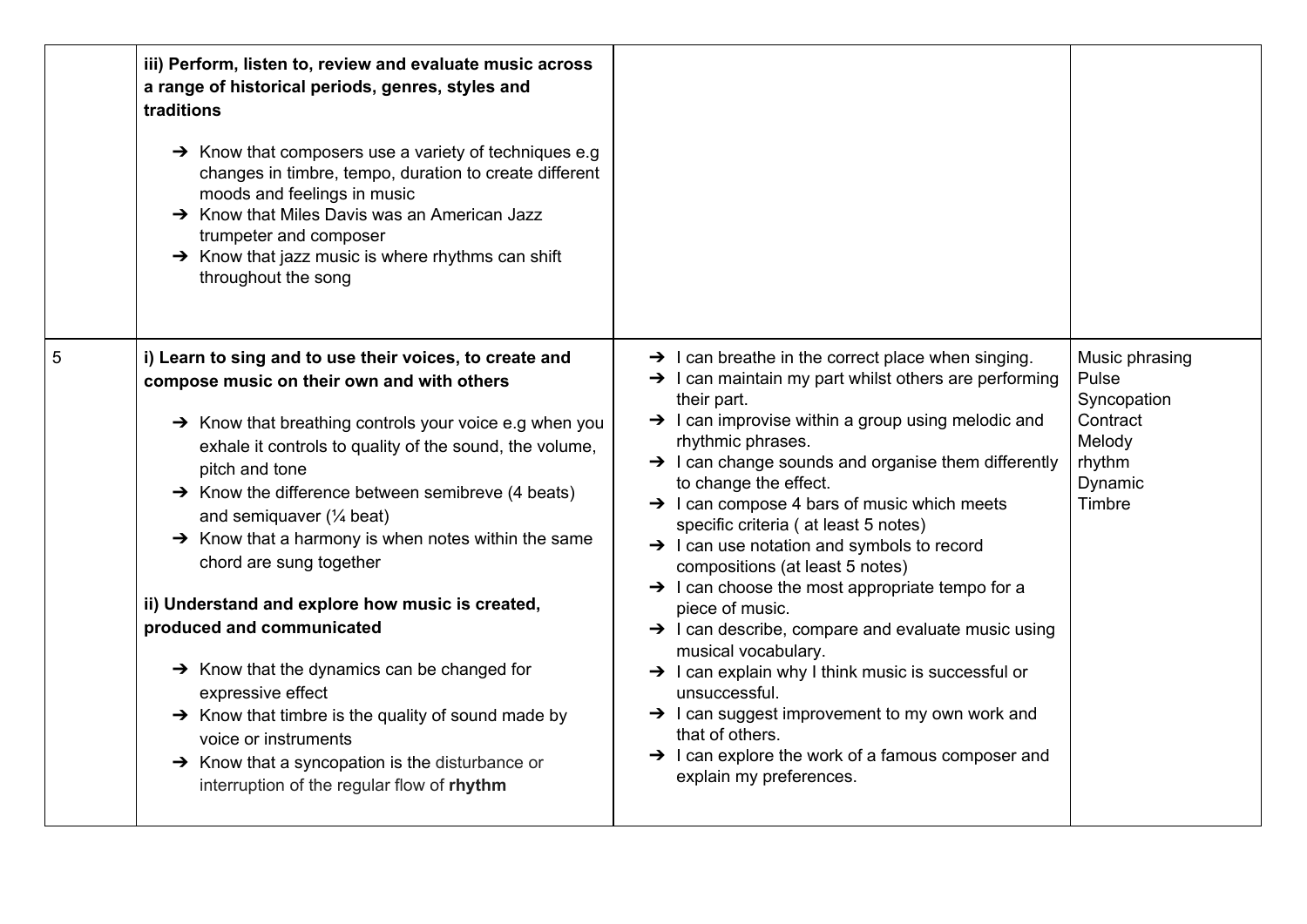| | | | |
|---|---|---|---|
| | **iii) Perform, listen to, review and evaluate music across a range of historical periods, genres, styles and traditions**<br><br>➔ Know that composers use a variety of techniques e.g changes in timbre, tempo, duration to create different moods and feelings in music<br>➔ Know that Miles Davis was an American Jazz trumpeter and composer<br>➔ Know that jazz music is where rhythms can shift throughout the song | | |
| 5 | **i) Learn to sing and to use their voices, to create and compose music on their own and with others**<br><br>➔ Know that breathing controls your voice e.g when you exhale it controls to quality of the sound, the volume, pitch and tone<br>➔ Know the difference between semibreve (4 beats) and semiquaver (¼ beat)<br>➔ Know that a harmony is when notes within the same chord are sung together<br><br>**ii) Understand and explore how music is created, produced and communicated**<br><br>➔ Know that the dynamics can be changed for expressive effect<br>➔ Know that timbre is the quality of sound made by voice or instruments<br>➔ Know that a syncopation is the disturbance or interruption of the regular flow of **rhythm** | ➔ I can breathe in the correct place when singing.<br>➔ I can maintain my part whilst others are performing their part.<br>➔ I can improvise within a group using melodic and rhythmic phrases.<br>➔ I can change sounds and organise them differently to change the effect.<br>➔ I can compose 4 bars of music which meets specific criteria ( at least 5 notes)<br>➔ I can use notation and symbols to record compositions (at least 5 notes)<br>➔ I can choose the most appropriate tempo for a piece of music.<br>➔ I can describe, compare and evaluate music using musical vocabulary.<br>➔ I can explain why I think music is successful or unsuccessful.<br>➔ I can suggest improvement to my own work and that of others.<br>➔ I can explore the work of a famous composer and explain my preferences. | Music phrasing<br>Pulse<br>Syncopation<br>Contract<br>Melody<br>rhythm<br>Dynamic<br>Timbre |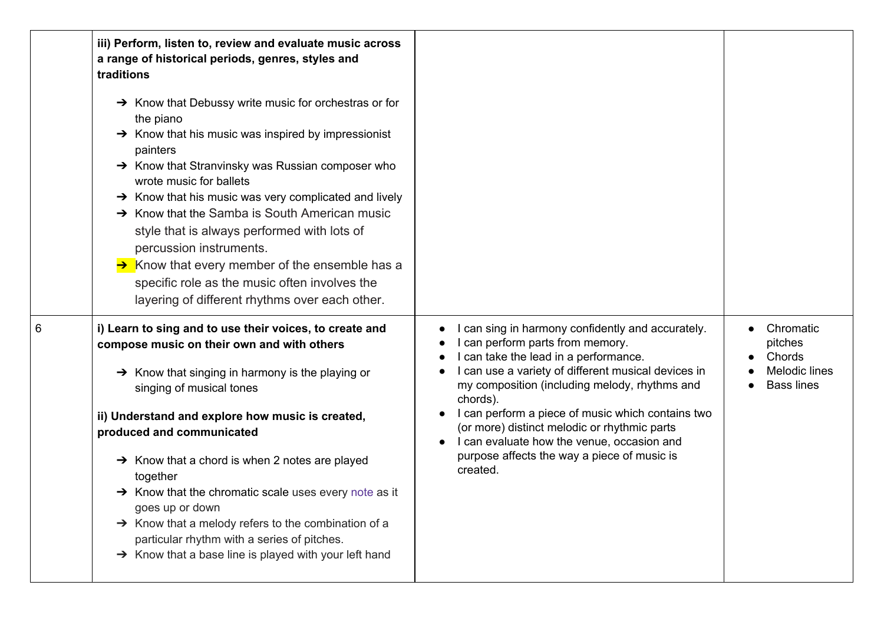| | | | |
|---|---|---|---|
| | **iii) Perform, listen to, review and evaluate music across a range of historical periods, genres, styles and traditions**<br><br>➔ Know that Debussy write music for orchestras or for the piano<br>➔ Know that his music was inspired by impressionist painters<br>➔ Know that Stranvinsky was Russian composer who wrote music for ballets<br>➔ Know that his music was very complicated and lively<br>➔ Know that the Samba is South American music style that is always performed with lots of percussion instruments.<br>➔ Know that every member of the ensemble has a specific role as the music often involves the layering of different rhythms over each other. | | |
| 6 | **i) Learn to sing and to use their voices, to create and compose music on their own and with others**<br><br>➔ Know that singing in harmony is the playing or singing of musical tones<br><br>**ii) Understand and explore how music is created, produced and communicated**<br><br>➔ Know that a chord is when 2 notes are played together<br>➔ Know that the chromatic scale uses every note as it goes up or down<br>➔ Know that a melody refers to the combination of a particular rhythm with a series of pitches.<br>➔ Know that a base line is played with your left hand | • I can sing in harmony confidently and accurately.<br>• I can perform parts from memory.<br>• I can take the lead in a performance.<br>• I can use a variety of different musical devices in my composition (including melody, rhythms and chords).<br>• I can perform a piece of music which contains two (or more) distinct melodic or rhythmic parts<br>• I can evaluate how the venue, occasion and purpose affects the way a piece of music is created. | • Chromatic pitches<br>• Chords<br>• Melodic lines<br>• Bass lines |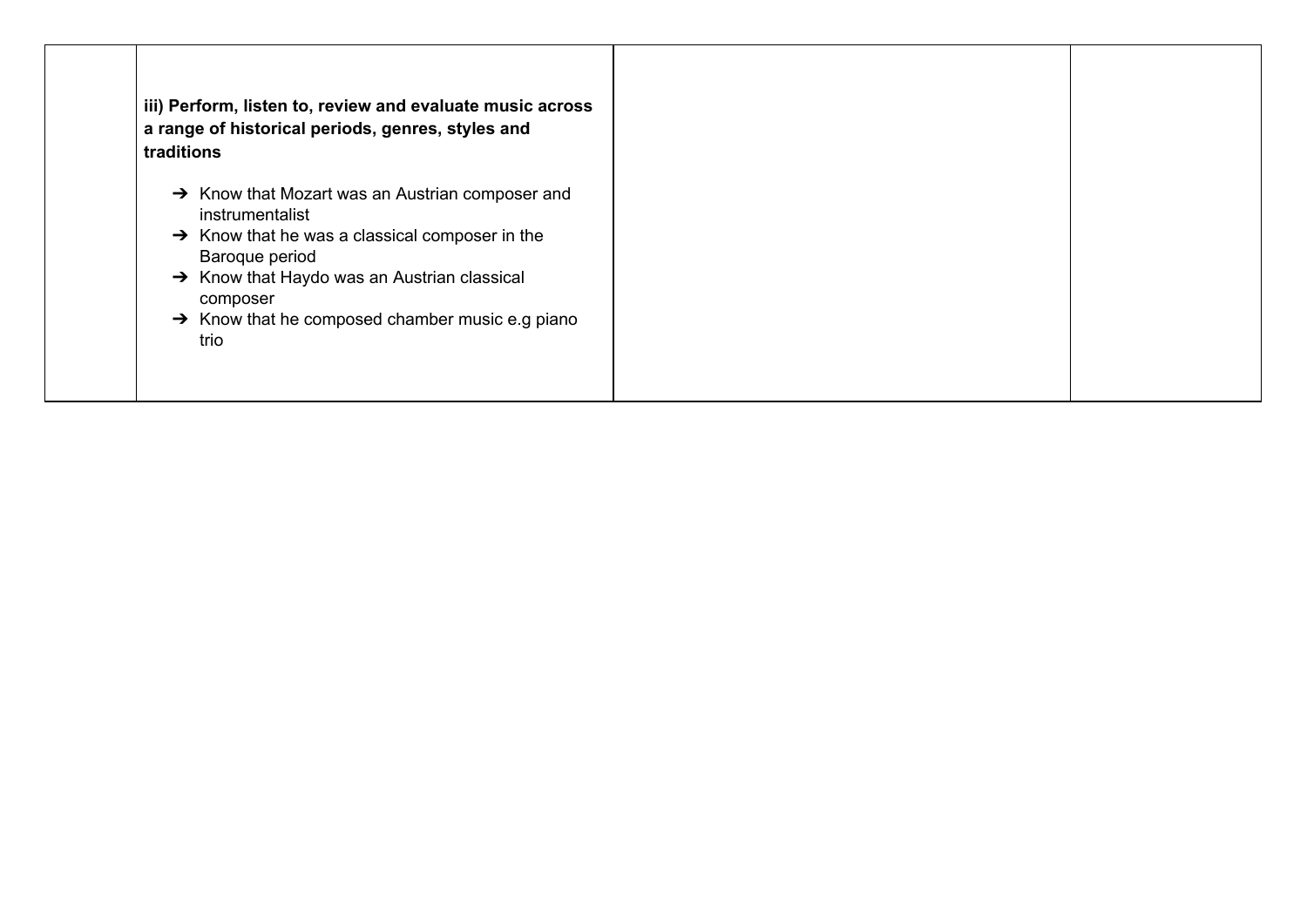| | | | |
|---|---|---|---|
| | **iii) Perform, listen to, review and evaluate music across a range of historical periods, genres, styles and traditions**<br><br>➔ Know that Mozart was an Austrian composer and instrumentalist<br>➔ Know that he was a classical composer in the Baroque period<br>➔ Know that Haydo was an Austrian classical composer<br>➔ Know that he composed chamber music e.g piano trio | | |